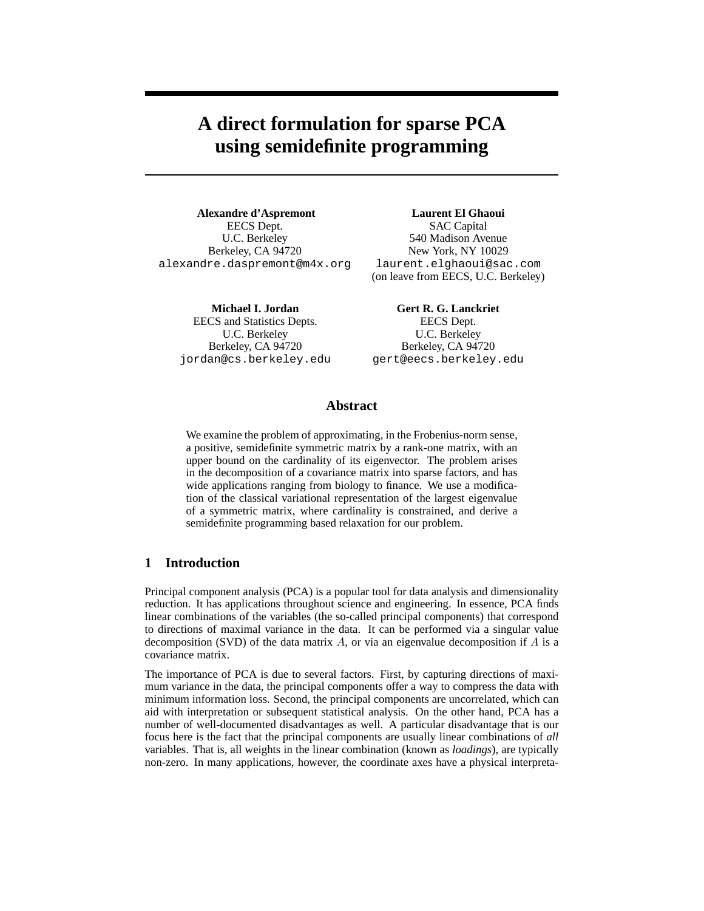# A direct formulation for sparse PCA using semidefinite programming

**Alexandre d'Aspremont**
EECS Dept.
U.C. Berkeley
Berkeley, CA 94720
alexandre.daspremont@m4x.org

**Laurent El Ghaoui**
SAC Capital
540 Madison Avenue
New York, NY 10029
laurent.elghaoui@sac.com
(on leave from EECS, U.C. Berkeley)

**Michael I. Jordan**
EECS and Statistics Depts.
U.C. Berkeley
Berkeley, CA 94720
jordan@cs.berkeley.edu

**Gert R. G. Lanckriet**
EECS Dept.
U.C. Berkeley
Berkeley, CA 94720
gert@eecs.berkeley.edu

## Abstract

We examine the problem of approximating, in the Frobenius-norm sense, a positive, semidefinite symmetric matrix by a rank-one matrix, with an upper bound on the cardinality of its eigenvector. The problem arises in the decomposition of a covariance matrix into sparse factors, and has wide applications ranging from biology to finance. We use a modification of the classical variational representation of the largest eigenvalue of a symmetric matrix, where cardinality is constrained, and derive a semidefinite programming based relaxation for our problem.

## 1 Introduction

Principal component analysis (PCA) is a popular tool for data analysis and dimensionality reduction. It has applications throughout science and engineering. In essence, PCA finds linear combinations of the variables (the so-called principal components) that correspond to directions of maximal variance in the data. It can be performed via a singular value decomposition (SVD) of the data matrix $A$, or via an eigenvalue decomposition if $A$ is a covariance matrix.

The importance of PCA is due to several factors. First, by capturing directions of maximum variance in the data, the principal components offer a way to compress the data with minimum information loss. Second, the principal components are uncorrelated, which can aid with interpretation or subsequent statistical analysis. On the other hand, PCA has a number of well-documented disadvantages as well. A particular disadvantage that is our focus here is the fact that the principal components are usually linear combinations of *all* variables. That is, all weights in the linear combination (known as *loadings*), are typically non-zero. In many applications, however, the coordinate axes have a physical interpreta-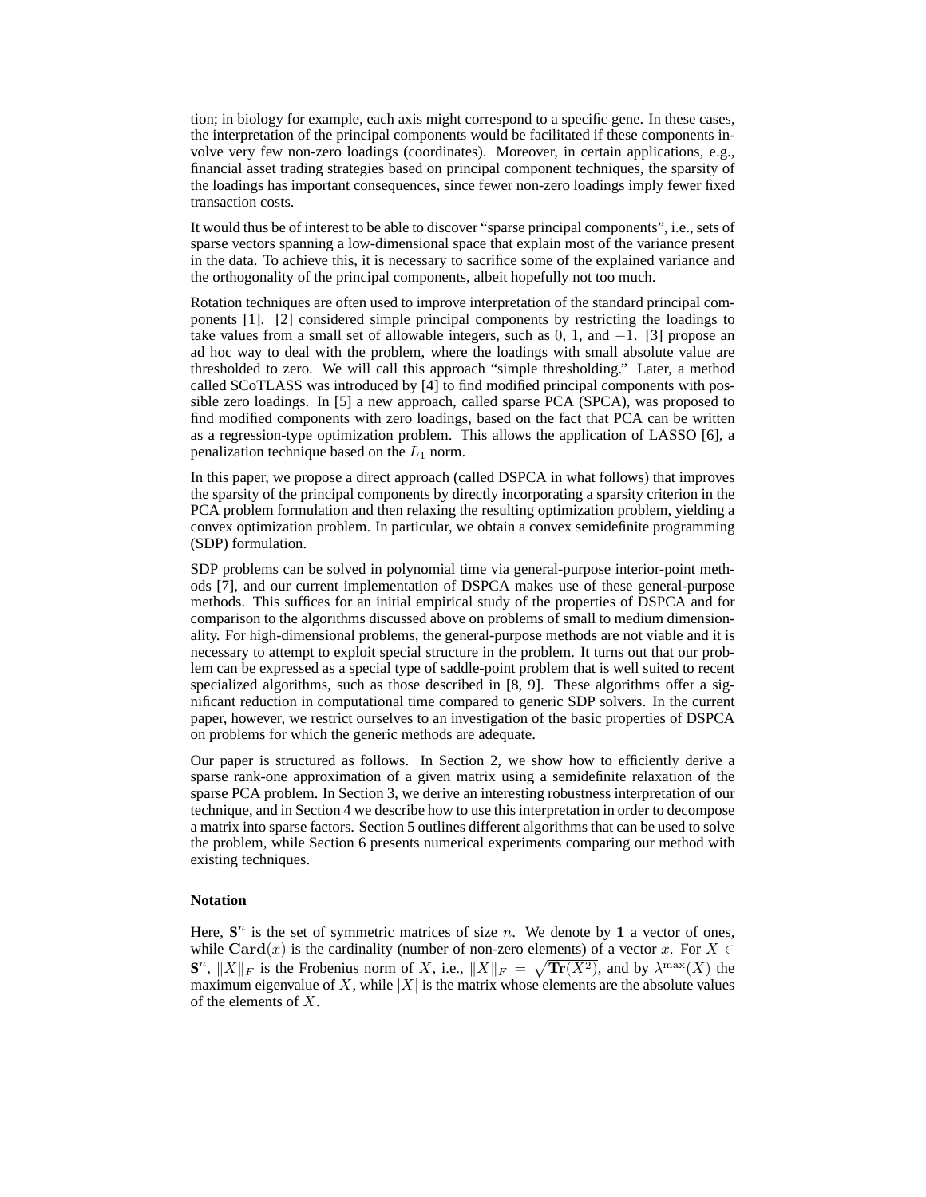tion; in biology for example, each axis might correspond to a specific gene. In these cases, the interpretation of the principal components would be facilitated if these components involve very few non-zero loadings (coordinates). Moreover, in certain applications, e.g., financial asset trading strategies based on principal component techniques, the sparsity of the loadings has important consequences, since fewer non-zero loadings imply fewer fixed transaction costs.

It would thus be of interest to be able to discover "sparse principal components", i.e., sets of sparse vectors spanning a low-dimensional space that explain most of the variance present in the data. To achieve this, it is necessary to sacrifice some of the explained variance and the orthogonality of the principal components, albeit hopefully not too much.

Rotation techniques are often used to improve interpretation of the standard principal components [1]. [2] considered simple principal components by restricting the loadings to take values from a small set of allowable integers, such as $0$, $1$, and $-1$. [3] propose an ad hoc way to deal with the problem, where the loadings with small absolute value are thresholded to zero. We will call this approach "simple thresholding." Later, a method called SCoTLASS was introduced by [4] to find modified principal components with possible zero loadings. In [5] a new approach, called sparse PCA (SPCA), was proposed to find modified components with zero loadings, based on the fact that PCA can be written as a regression-type optimization problem. This allows the application of LASSO [6], a penalization technique based on the $L_1$ norm.

In this paper, we propose a direct approach (called DSPCA in what follows) that improves the sparsity of the principal components by directly incorporating a sparsity criterion in the PCA problem formulation and then relaxing the resulting optimization problem, yielding a convex optimization problem. In particular, we obtain a convex semidefinite programming (SDP) formulation.

SDP problems can be solved in polynomial time via general-purpose interior-point methods [7], and our current implementation of DSPCA makes use of these general-purpose methods. This suffices for an initial empirical study of the properties of DSPCA and for comparison to the algorithms discussed above on problems of small to medium dimensionality. For high-dimensional problems, the general-purpose methods are not viable and it is necessary to attempt to exploit special structure in the problem. It turns out that our problem can be expressed as a special type of saddle-point problem that is well suited to recent specialized algorithms, such as those described in [8, 9]. These algorithms offer a significant reduction in computational time compared to generic SDP solvers. In the current paper, however, we restrict ourselves to an investigation of the basic properties of DSPCA on problems for which the generic methods are adequate.

Our paper is structured as follows. In Section 2, we show how to efficiently derive a sparse rank-one approximation of a given matrix using a semidefinite relaxation of the sparse PCA problem. In Section 3, we derive an interesting robustness interpretation of our technique, and in Section 4 we describe how to use this interpretation in order to decompose a matrix into sparse factors. Section 5 outlines different algorithms that can be used to solve the problem, while Section 6 presents numerical experiments comparing our method with existing techniques.

### Notation

Here, $\mathbf{S}^n$ is the set of symmetric matrices of size $n$. We denote by $\mathbf{1}$ a vector of ones, while $\mathbf{Card}(x)$ is the cardinality (number of non-zero elements) of a vector $x$. For $X \in \mathbf{S}^n$, $\|X\|_F$ is the Frobenius norm of $X$, i.e., $\|X\|_F = \sqrt{\mathbf{Tr}(X^2)}$, and by $\lambda^{\max}(X)$ the maximum eigenvalue of $X$, while $|X|$ is the matrix whose elements are the absolute values of the elements of $X$.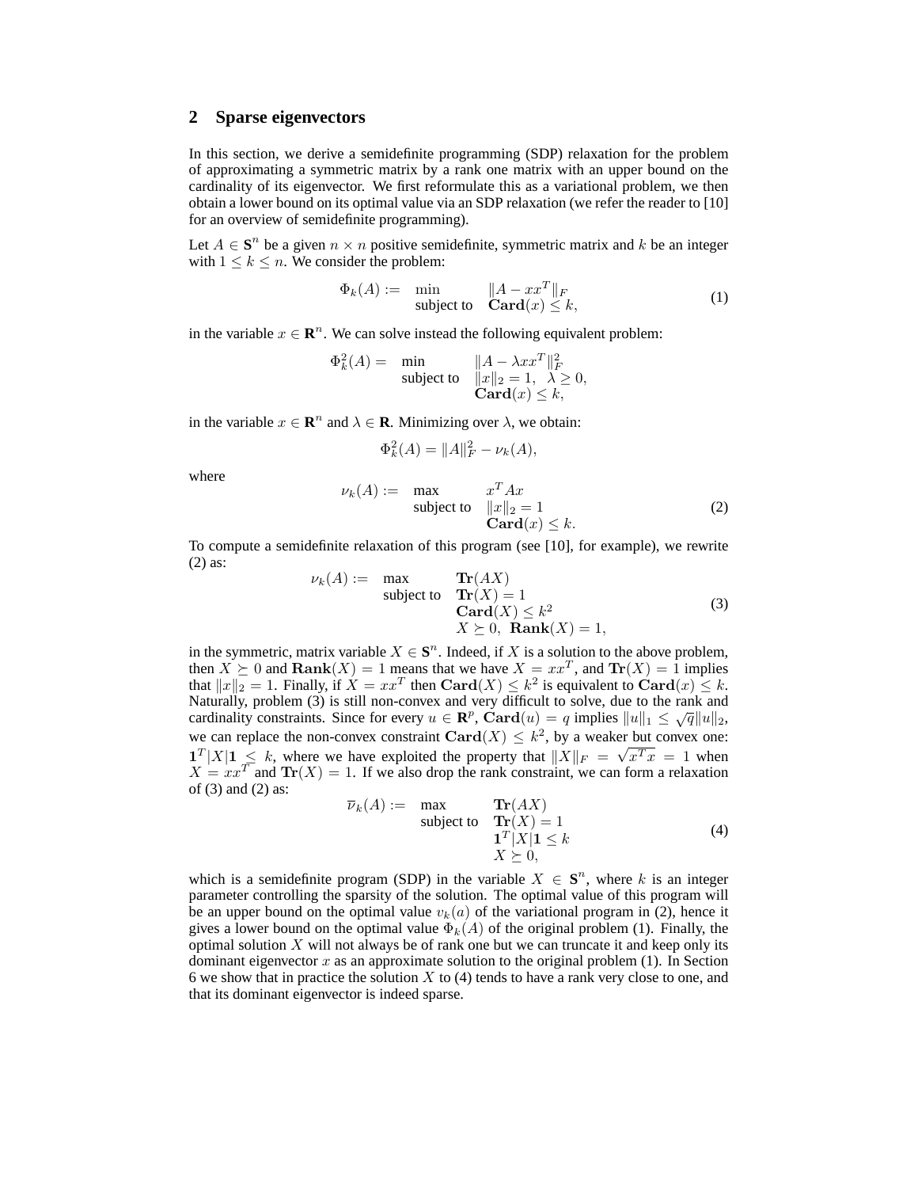## 2 Sparse eigenvectors

In this section, we derive a semidefinite programming (SDP) relaxation for the problem of approximating a symmetric matrix by a rank one matrix with an upper bound on the cardinality of its eigenvector. We first reformulate this as a variational problem, we then obtain a lower bound on its optimal value via an SDP relaxation (we refer the reader to [10] for an overview of semidefinite programming).

Let $A \in \mathbf{S}^n$ be a given $n \times n$ positive semidefinite, symmetric matrix and $k$ be an integer with $1 \leq k \leq n$. We consider the problem:

$$\begin{array}{lll} \Phi_k(A) := & \min & \|A - xx^T\|_F \\ & \text{subject to} & \mathbf{Card}(x) \leq k, \end{array} \tag{1}$$

in the variable $x \in \mathbf{R}^n$. We can solve instead the following equivalent problem:

$$\begin{array}{lll} \Phi_k^2(A) = & \min & \|A - \lambda xx^T\|_F^2 \\ & \text{subject to} & \|x\|_2 = 1, \ \ \lambda \geq 0, \\ & & \mathbf{Card}(x) \leq k, \end{array}$$

in the variable $x \in \mathbf{R}^n$ and $\lambda \in \mathbf{R}$. Minimizing over $\lambda$, we obtain:

$$\Phi_k^2(A) = \|A\|_F^2 - \nu_k(A),$$

where

$$\begin{array}{lll} \nu_k(A) := & \max & x^T A x \\ & \text{subject to} & \|x\|_2 = 1 \\ & & \mathbf{Card}(x) \leq k. \end{array} \tag{2}$$

To compute a semidefinite relaxation of this program (see [10], for example), we rewrite (2) as:

$$\begin{array}{lll} \nu_k(A) := & \max & \mathbf{Tr}(AX) \\ & \text{subject to} & \mathbf{Tr}(X) = 1 \\ & & \mathbf{Card}(X) \leq k^2 \\ & & X \succeq 0, \ \ \mathbf{Rank}(X) = 1, \end{array} \tag{3}$$

in the symmetric, matrix variable $X \in \mathbf{S}^n$. Indeed, if $X$ is a solution to the above problem, then $X \succeq 0$ and $\mathbf{Rank}(X) = 1$ means that we have $X = xx^T$, and $\mathbf{Tr}(X) = 1$ implies that $\|x\|_2 = 1$. Finally, if $X = xx^T$ then $\mathbf{Card}(X) \leq k^2$ is equivalent to $\mathbf{Card}(x) \leq k$. Naturally, problem (3) is still non-convex and very difficult to solve, due to the rank and cardinality constraints. Since for every $u \in \mathbf{R}^p$, $\mathbf{Card}(u) = q$ implies $\|u\|_1 \leq \sqrt{q}\|u\|_2$, we can replace the non-convex constraint $\mathbf{Card}(X) \leq k^2$, by a weaker but convex one: $\mathbf{1}^T|X|\mathbf{1} \leq k$, where we have exploited the property that $\|X\|_F = \sqrt{x^T x} = 1$ when $X = xx^T$ and $\mathbf{Tr}(X) = 1$. If we also drop the rank constraint, we can form a relaxation of (3) and (2) as:

$$\begin{array}{lll} \overline{\nu}_k(A) := & \max & \mathbf{Tr}(AX) \\ & \text{subject to} & \mathbf{Tr}(X) = 1 \\ & & \mathbf{1}^T|X|\mathbf{1} \leq k \\ & & X \succeq 0, \end{array} \tag{4}$$

which is a semidefinite program (SDP) in the variable $X \in \mathbf{S}^n$, where $k$ is an integer parameter controlling the sparsity of the solution. The optimal value of this program will be an upper bound on the optimal value $v_k(a)$ of the variational program in (2), hence it gives a lower bound on the optimal value $\Phi_k(A)$ of the original problem (1). Finally, the optimal solution $X$ will not always be of rank one but we can truncate it and keep only its dominant eigenvector $x$ as an approximate solution to the original problem (1). In Section 6 we show that in practice the solution $X$ to (4) tends to have a rank very close to one, and that its dominant eigenvector is indeed sparse.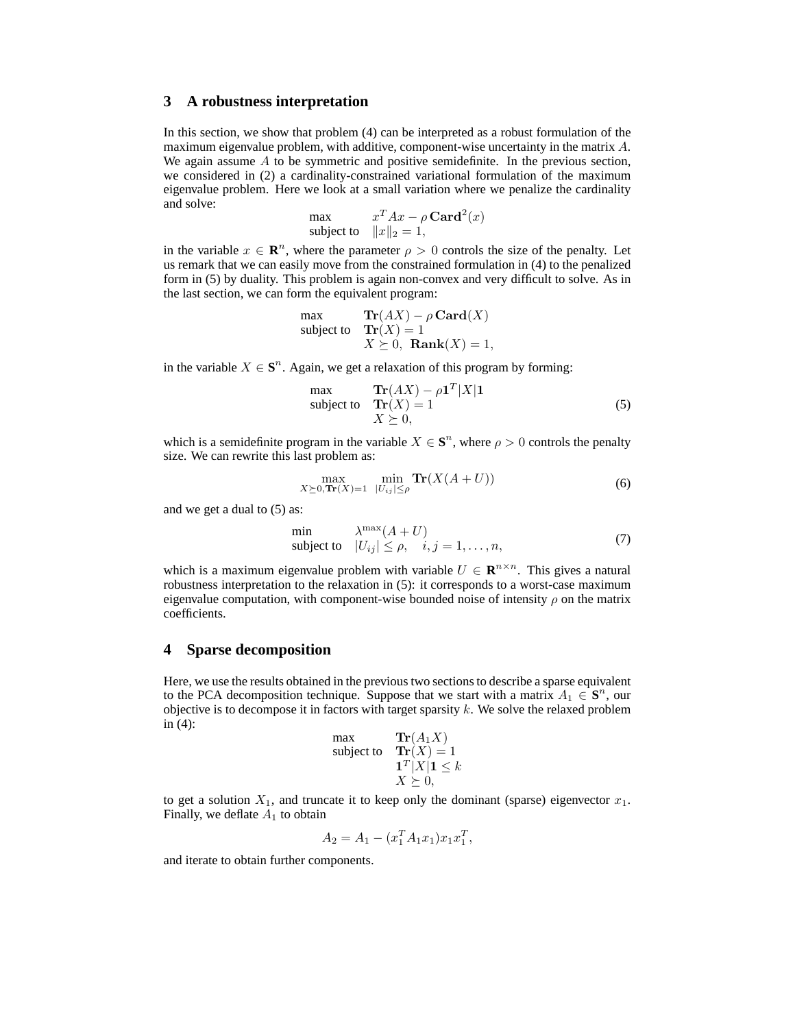## 3 A robustness interpretation

In this section, we show that problem (4) can be interpreted as a robust formulation of the maximum eigenvalue problem, with additive, component-wise uncertainty in the matrix $A$. We again assume $A$ to be symmetric and positive semidefinite. In the previous section, we considered in (2) a cardinality-constrained variational formulation of the maximum eigenvalue problem. Here we look at a small variation where we penalize the cardinality and solve:

$$
\begin{array}{ll}
\max & x^T A x - \rho\, \mathbf{Card}^2(x) \\
\text{subject to} & \|x\|_2 = 1,
\end{array}
$$

in the variable $x \in \mathbf{R}^n$, where the parameter $\rho > 0$ controls the size of the penalty. Let us remark that we can easily move from the constrained formulation in (4) to the penalized form in (5) by duality. This problem is again non-convex and very difficult to solve. As in the last section, we can form the equivalent program:

$$
\begin{array}{ll}
\max & \mathbf{Tr}(AX) - \rho\, \mathbf{Card}(X) \\
\text{subject to} & \mathbf{Tr}(X) = 1 \\
 & X \succeq 0, \ \mathbf{Rank}(X) = 1,
\end{array}
$$

in the variable $X \in \mathbf{S}^n$. Again, we get a relaxation of this program by forming:

$$
\begin{array}{ll}
\max & \mathbf{Tr}(AX) - \rho \mathbf{1}^T |X| \mathbf{1} \\
\text{subject to} & \mathbf{Tr}(X) = 1 \\
 & X \succeq 0,
\end{array}
\tag{5}
$$

which is a semidefinite program in the variable $X \in \mathbf{S}^n$, where $\rho > 0$ controls the penalty size. We can rewrite this last problem as:

$$
\max_{X \succeq 0, \mathbf{Tr}(X)=1} \ \min_{|U_{ij}| \leq \rho} \mathbf{Tr}(X(A+U))
\tag{6}
$$

and we get a dual to (5) as:

$$
\begin{array}{ll}
\min & \lambda^{\max}(A+U) \\
\text{subject to} & |U_{ij}| \leq \rho, \quad i,j = 1, \ldots, n,
\end{array}
\tag{7}
$$

which is a maximum eigenvalue problem with variable $U \in \mathbf{R}^{n \times n}$. This gives a natural robustness interpretation to the relaxation in (5): it corresponds to a worst-case maximum eigenvalue computation, with component-wise bounded noise of intensity $\rho$ on the matrix coefficients.

## 4 Sparse decomposition

Here, we use the results obtained in the previous two sections to describe a sparse equivalent to the PCA decomposition technique. Suppose that we start with a matrix $A_1 \in \mathbf{S}^n$, our objective is to decompose it in factors with target sparsity $k$. We solve the relaxed problem in (4):

$$
\begin{array}{ll}
\max & \mathbf{Tr}(A_1 X) \\
\text{subject to} & \mathbf{Tr}(X) = 1 \\
 & \mathbf{1}^T |X| \mathbf{1} \leq k \\
 & X \succeq 0,
\end{array}
$$

to get a solution $X_1$, and truncate it to keep only the dominant (sparse) eigenvector $x_1$. Finally, we deflate $A_1$ to obtain

$$
A_2 = A_1 - (x_1^T A_1 x_1) x_1 x_1^T,
$$

and iterate to obtain further components.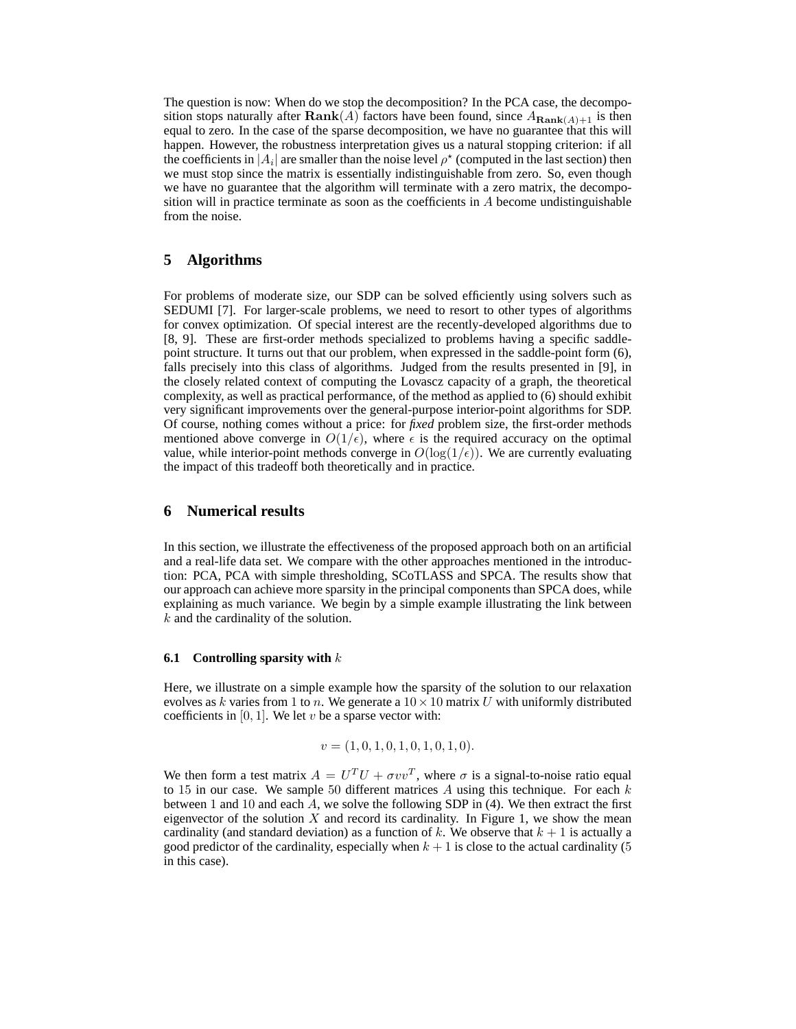The question is now: When do we stop the decomposition? In the PCA case, the decomposition stops naturally after $\mathbf{Rank}(A)$ factors have been found, since $A_{\mathbf{Rank}(A)+1}$ is then equal to zero. In the case of the sparse decomposition, we have no guarantee that this will happen. However, the robustness interpretation gives us a natural stopping criterion: if all the coefficients in $|A_i|$ are smaller than the noise level $\rho^\star$ (computed in the last section) then we must stop since the matrix is essentially indistinguishable from zero. So, even though we have no guarantee that the algorithm will terminate with a zero matrix, the decomposition will in practice terminate as soon as the coefficients in $A$ become undistinguishable from the noise.

## 5 Algorithms

For problems of moderate size, our SDP can be solved efficiently using solvers such as SEDUMI [7]. For larger-scale problems, we need to resort to other types of algorithms for convex optimization. Of special interest are the recently-developed algorithms due to [8, 9]. These are first-order methods specialized to problems having a specific saddle-point structure. It turns out that our problem, when expressed in the saddle-point form (6), falls precisely into this class of algorithms. Judged from the results presented in [9], in the closely related context of computing the Lovascz capacity of a graph, the theoretical complexity, as well as practical performance, of the method as applied to (6) should exhibit very significant improvements over the general-purpose interior-point algorithms for SDP. Of course, nothing comes without a price: for *fixed* problem size, the first-order methods mentioned above converge in $O(1/\epsilon)$, where $\epsilon$ is the required accuracy on the optimal value, while interior-point methods converge in $O(\log(1/\epsilon))$. We are currently evaluating the impact of this tradeoff both theoretically and in practice.

## 6 Numerical results

In this section, we illustrate the effectiveness of the proposed approach both on an artificial and a real-life data set. We compare with the other approaches mentioned in the introduction: PCA, PCA with simple thresholding, SCoTLASS and SPCA. The results show that our approach can achieve more sparsity in the principal components than SPCA does, while explaining as much variance. We begin by a simple example illustrating the link between $k$ and the cardinality of the solution.

### 6.1 Controlling sparsity with $k$

Here, we illustrate on a simple example how the sparsity of the solution to our relaxation evolves as $k$ varies from $1$ to $n$. We generate a $10 \times 10$ matrix $U$ with uniformly distributed coefficients in $[0, 1]$. We let $v$ be a sparse vector with:

$$v = (1, 0, 1, 0, 1, 0, 1, 0, 1, 0).$$

We then form a test matrix $A = U^T U + \sigma v v^T$, where $\sigma$ is a signal-to-noise ratio equal to $15$ in our case. We sample $50$ different matrices $A$ using this technique. For each $k$ between $1$ and $10$ and each $A$, we solve the following SDP in (4). We then extract the first eigenvector of the solution $X$ and record its cardinality. In Figure 1, we show the mean cardinality (and standard deviation) as a function of $k$. We observe that $k+1$ is actually a good predictor of the cardinality, especially when $k+1$ is close to the actual cardinality ($5$ in this case).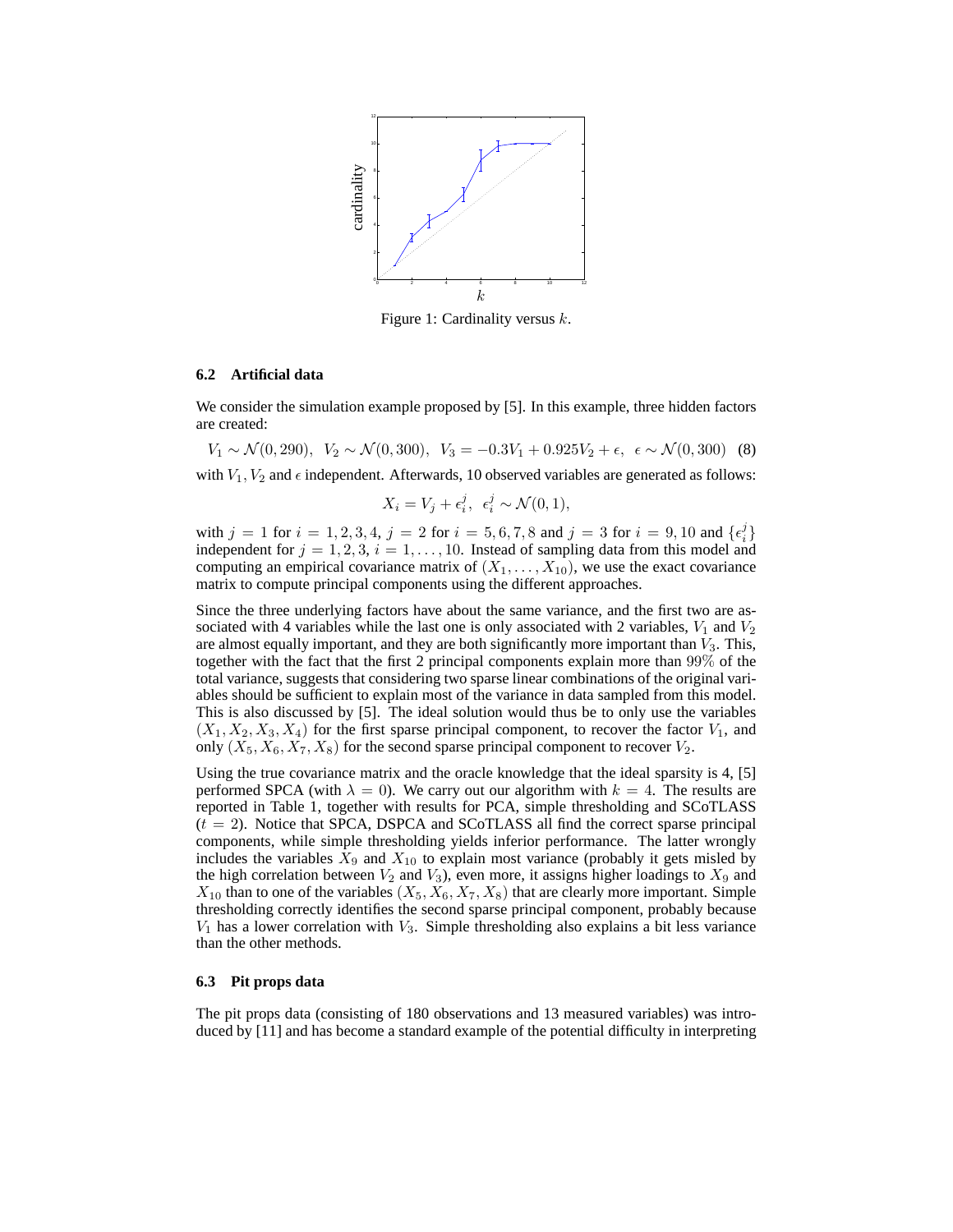Figure 1: Cardinality versus $k$.

### 6.2 Artificial data

We consider the simulation example proposed by [5]. In this example, three hidden factors are created:

$$V_1 \sim \mathcal{N}(0, 290), \;\; V_2 \sim \mathcal{N}(0, 300), \;\; V_3 = -0.3V_1 + 0.925V_2 + \epsilon, \;\; \epsilon \sim \mathcal{N}(0, 300) \quad (8)$$

with $V_1, V_2$ and $\epsilon$ independent. Afterwards, 10 observed variables are generated as follows:

$$X_i = V_j + \epsilon_i^j, \;\; \epsilon_i^j \sim \mathcal{N}(0, 1),$$

with $j = 1$ for $i = 1, 2, 3, 4$, $j = 2$ for $i = 5, 6, 7, 8$ and $j = 3$ for $i = 9, 10$ and $\{\epsilon_i^j\}$ independent for $j = 1, 2, 3$, $i = 1, \ldots, 10$. Instead of sampling data from this model and computing an empirical covariance matrix of $(X_1, \ldots, X_{10})$, we use the exact covariance matrix to compute principal components using the different approaches.

Since the three underlying factors have about the same variance, and the first two are associated with 4 variables while the last one is only associated with 2 variables, $V_1$ and $V_2$ are almost equally important, and they are both significantly more important than $V_3$. This, together with the fact that the first 2 principal components explain more than $99\%$ of the total variance, suggests that considering two sparse linear combinations of the original variables should be sufficient to explain most of the variance in data sampled from this model. This is also discussed by [5]. The ideal solution would thus be to only use the variables $(X_1, X_2, X_3, X_4)$ for the first sparse principal component, to recover the factor $V_1$, and only $(X_5, X_6, X_7, X_8)$ for the second sparse principal component to recover $V_2$.

Using the true covariance matrix and the oracle knowledge that the ideal sparsity is 4, [5] performed SPCA (with $\lambda = 0$). We carry out our algorithm with $k = 4$. The results are reported in Table 1, together with results for PCA, simple thresholding and SCoTLASS ($t = 2$). Notice that SPCA, DSPCA and SCoTLASS all find the correct sparse principal components, while simple thresholding yields inferior performance. The latter wrongly includes the variables $X_9$ and $X_{10}$ to explain most variance (probably it gets misled by the high correlation between $V_2$ and $V_3$), even more, it assigns higher loadings to $X_9$ and $X_{10}$ than to one of the variables $(X_5, X_6, X_7, X_8)$ that are clearly more important. Simple thresholding correctly identifies the second sparse principal component, probably because $V_1$ has a lower correlation with $V_3$. Simple thresholding also explains a bit less variance than the other methods.

### 6.3 Pit props data

The pit props data (consisting of 180 observations and 13 measured variables) was introduced by [11] and has become a standard example of the potential difficulty in interpreting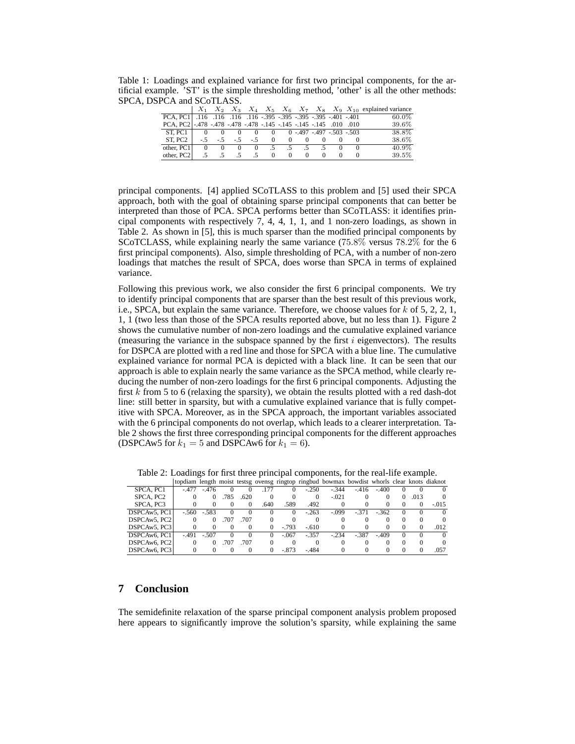Table 1: Loadings and explained variance for first two principal components, for the artificial example. 'ST' is the simple thresholding method, 'other' is all the other methods: SPCA, DSPCA and SCoTLASS.

| | $X_1$ | $X_2$ | $X_3$ | $X_4$ | $X_5$ | $X_6$ | $X_7$ | $X_8$ | $X_9$ | $X_{10}$ | explained variance |
|---|---|---|---|---|---|---|---|---|---|---|---|
| PCA, PC1 | .116 | .116 | .116 | .116 | -.395 | -.395 | -.395 | -.395 | -.401 | -.401 | 60.0% |
| PCA, PC2 | -.478 | -.478 | -.478 | -.478 | -.145 | -.145 | -.145 | -.145 | .010 | .010 | 39.6% |
| ST, PC1 | 0 | 0 | 0 | 0 | 0 | 0 | -.497 | -.497 | -.503 | -.503 | 38.8% |
| ST, PC2 | -.5 | -.5 | -.5 | -.5 | 0 | 0 | 0 | 0 | 0 | 0 | 38.6% |
| other, PC1 | 0 | 0 | 0 | 0 | .5 | .5 | .5 | .5 | 0 | 0 | 40.9% |
| other, PC2 | .5 | .5 | .5 | .5 | 0 | 0 | 0 | 0 | 0 | 0 | 39.5% |

principal components. [4] applied SCoTLASS to this problem and [5] used their SPCA approach, both with the goal of obtaining sparse principal components that can better be interpreted than those of PCA. SPCA performs better than SCoTLASS: it identifies principal components with respectively 7, 4, 4, 1, 1, and 1 non-zero loadings, as shown in Table 2. As shown in [5], this is much sparser than the modified principal components by SCoTCLASS, while explaining nearly the same variance ($75.8\%$ versus $78.2\%$ for the 6 first principal components). Also, simple thresholding of PCA, with a number of non-zero loadings that matches the result of SPCA, does worse than SPCA in terms of explained variance.

Following this previous work, we also consider the first 6 principal components. We try to identify principal components that are sparser than the best result of this previous work, i.e., SPCA, but explain the same variance. Therefore, we choose values for $k$ of 5, 2, 2, 1, 1, 1 (two less than those of the SPCA results reported above, but no less than 1). Figure 2 shows the cumulative number of non-zero loadings and the cumulative explained variance (measuring the variance in the subspace spanned by the first $i$ eigenvectors). The results for DSPCA are plotted with a red line and those for SPCA with a blue line. The cumulative explained variance for normal PCA is depicted with a black line. It can be seen that our approach is able to explain nearly the same variance as the SPCA method, while clearly reducing the number of non-zero loadings for the first 6 principal components. Adjusting the first $k$ from 5 to 6 (relaxing the sparsity), we obtain the results plotted with a red dash-dot line: still better in sparsity, but with a cumulative explained variance that is fully competitive with SPCA. Moreover, as in the SPCA approach, the important variables associated with the 6 principal components do not overlap, which leads to a clearer interpretation. Table 2 shows the first three corresponding principal components for the different approaches (DSPCAw5 for $k_1 = 5$ and DSPCAw6 for $k_1 = 6$).

Table 2: Loadings for first three principal components, for the real-life example.

| | topdiam | length | moist | testsg | ovensg | ringtop | ringbud | bowmax | bowdist | whorls | clear | knots | diaknot |
|---|---|---|---|---|---|---|---|---|---|---|---|---|---|
| SPCA, PC1 | -.477 | -.476 | 0 | 0 | .177 | 0 | -.250 | -.344 | -.416 | -.400 | 0 | 0 | 0 |
| SPCA, PC2 | 0 | 0 | .785 | .620 | 0 | 0 | 0 | -.021 | 0 | 0 | 0 | .013 | 0 |
| SPCA, PC3 | 0 | 0 | 0 | 0 | .640 | .589 | .492 | 0 | 0 | 0 | 0 | 0 | -.015 |
| DSPCAw5, PC1 | -.560 | -.583 | 0 | 0 | 0 | 0 | -.263 | -.099 | -.371 | -.362 | 0 | 0 | 0 |
| DSPCAw5, PC2 | 0 | 0 | .707 | .707 | 0 | 0 | 0 | 0 | 0 | 0 | 0 | 0 | 0 |
| DSPCAw5, PC3 | 0 | 0 | 0 | 0 | 0 | -.793 | -.610 | 0 | 0 | 0 | 0 | 0 | .012 |
| DSPCAw6, PC1 | -.491 | -.507 | 0 | 0 | 0 | -.067 | -.357 | -.234 | -.387 | -.409 | 0 | 0 | 0 |
| DSPCAw6, PC2 | 0 | 0 | .707 | .707 | 0 | 0 | 0 | 0 | 0 | 0 | 0 | 0 | 0 |
| DSPCAw6, PC3 | 0 | 0 | 0 | 0 | 0 | -.873 | -.484 | 0 | 0 | 0 | 0 | 0 | .057 |

## 7 Conclusion

The semidefinite relaxation of the sparse principal component analysis problem proposed here appears to significantly improve the solution's sparsity, while explaining the same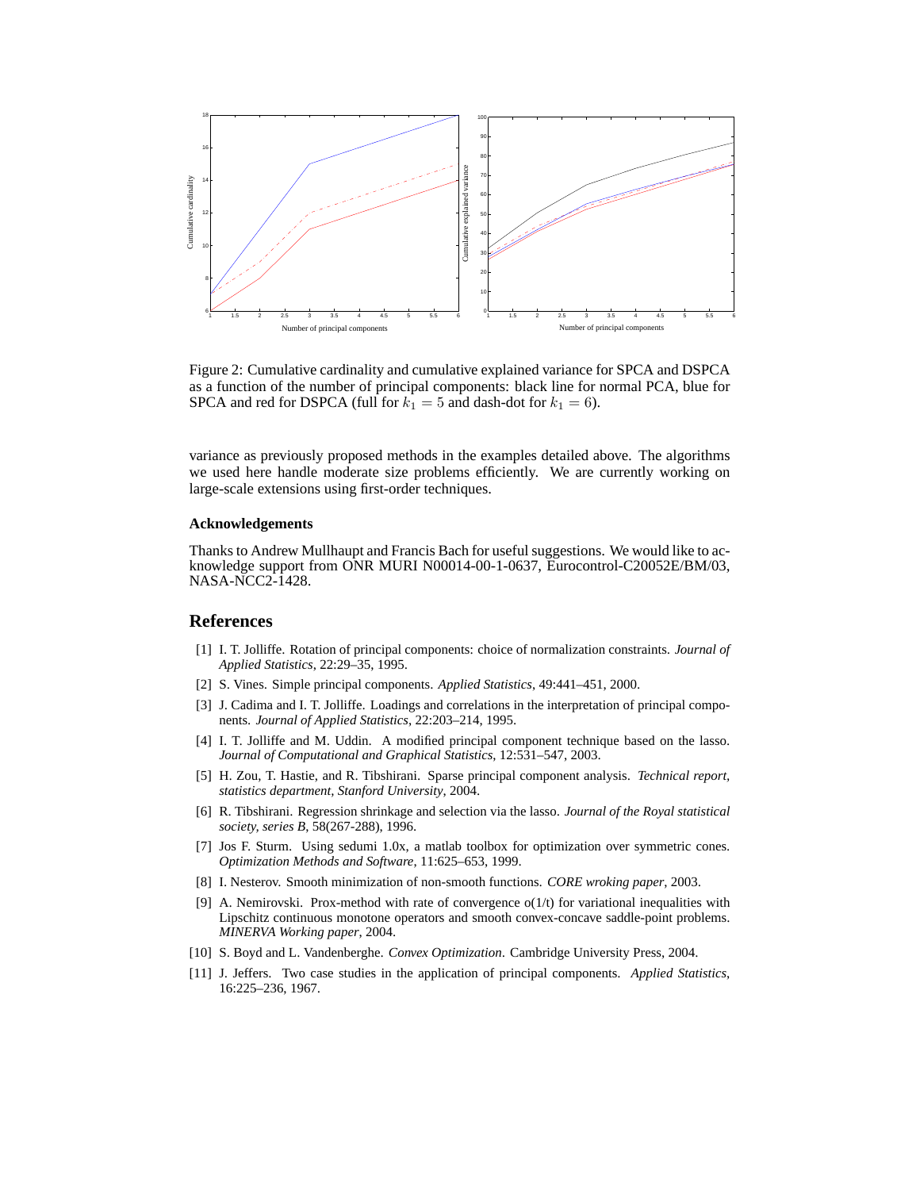Cumulative cardinality

18
16
14
12
10
8
6

1 1.5 2 2.5 3 3.5 4 4.5 5 5.5 6

Number of principal components

Cumulative explained variance

100
90
80
70
60
50
40
30
20
10
0

1 1.5 2 2.5 3 3.5 4 4.5 5 5.5 6

Number of principal components

Figure 2: Cumulative cardinality and cumulative explained variance for SPCA and DSPCA as a function of the number of principal components: black line for normal PCA, blue for SPCA and red for DSPCA (full for $k_1 = 5$ and dash-dot for $k_1 = 6$).

variance as previously proposed methods in the examples detailed above. The algorithms we used here handle moderate size problems efficiently. We are currently working on large-scale extensions using first-order techniques.

### Acknowledgements

Thanks to Andrew Mullhaupt and Francis Bach for useful suggestions. We would like to acknowledge support from ONR MURI N00014-00-1-0637, Eurocontrol-C20052E/BM/03, NASA-NCC2-1428.

## References

[1] I. T. Jolliffe. Rotation of principal components: choice of normalization constraints. *Journal of Applied Statistics*, 22:29–35, 1995.

[2] S. Vines. Simple principal components. *Applied Statistics*, 49:441–451, 2000.

[3] J. Cadima and I. T. Jolliffe. Loadings and correlations in the interpretation of principal components. *Journal of Applied Statistics*, 22:203–214, 1995.

[4] I. T. Jolliffe and M. Uddin. A modified principal component technique based on the lasso. *Journal of Computational and Graphical Statistics*, 12:531–547, 2003.

[5] H. Zou, T. Hastie, and R. Tibshirani. Sparse principal component analysis. *Technical report, statistics department, Stanford University*, 2004.

[6] R. Tibshirani. Regression shrinkage and selection via the lasso. *Journal of the Royal statistical society, series B*, 58(267-288), 1996.

[7] Jos F. Sturm. Using sedumi 1.0x, a matlab toolbox for optimization over symmetric cones. *Optimization Methods and Software*, 11:625–653, 1999.

[8] I. Nesterov. Smooth minimization of non-smooth functions. *CORE wroking paper*, 2003.

[9] A. Nemirovski. Prox-method with rate of convergence o(1/t) for variational inequalities with Lipschitz continuous monotone operators and smooth convex-concave saddle-point problems. *MINERVA Working paper*, 2004.

[10] S. Boyd and L. Vandenberghe. *Convex Optimization*. Cambridge University Press, 2004.

[11] J. Jeffers. Two case studies in the application of principal components. *Applied Statistics*, 16:225–236, 1967.